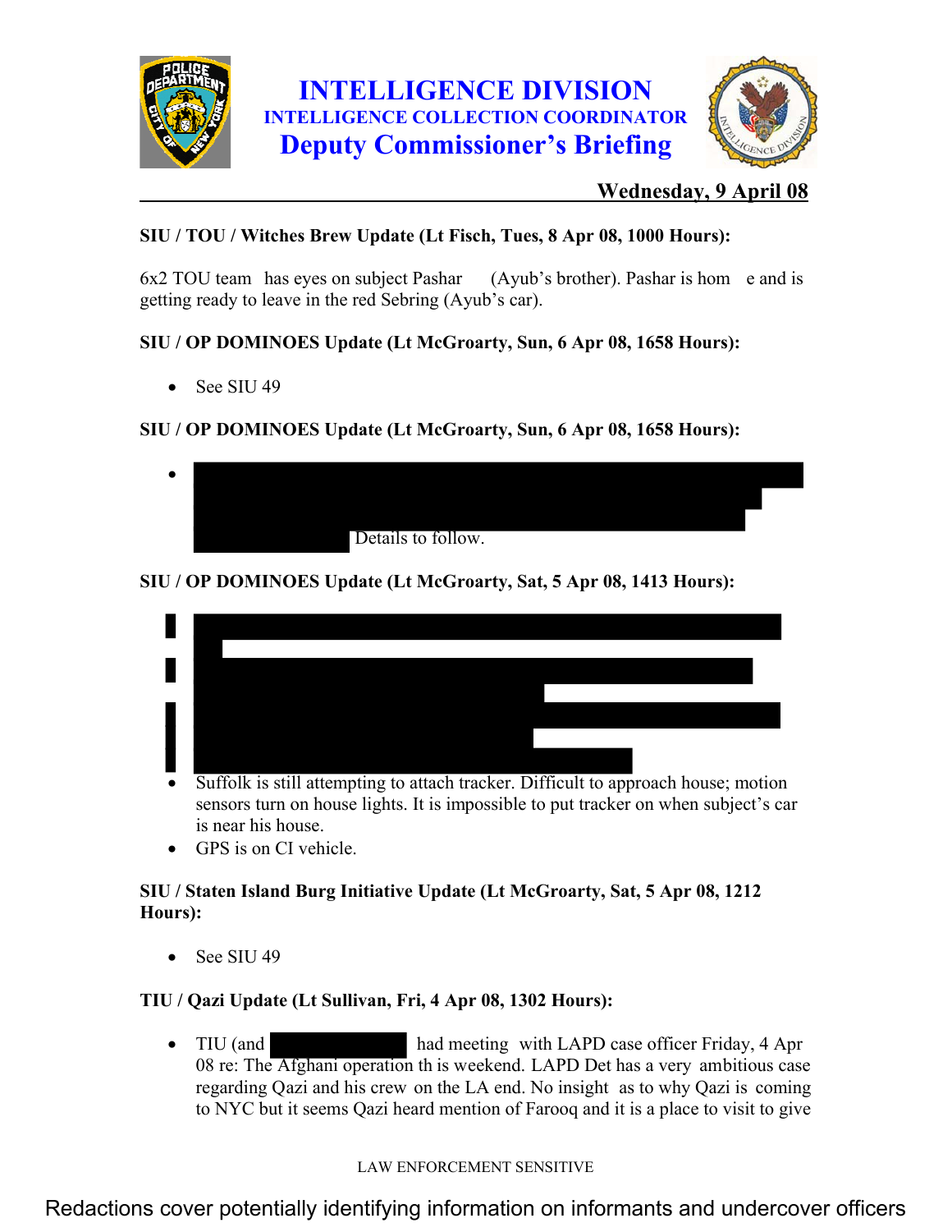# INTELLIGENCE DIVISION

## INTELLIGENCE COLLECTION COORDINATOR

## Deputy Commissioner's Briefing

**Wednesday, 9 April 08**

**SIU / TOU / Witches Brew Update (Lt Fisch, Tues, 8 Apr 08, 1000 Hours):**

6x2 TOU team has eyes on subject Pashar (Ayub's brother). Pashar is hom e and is getting ready to leave in the red Sebring (Ayub's car).

**SIU / OP DOMINOES Update (Lt McGroarty, Sun, 6 Apr 08, 1658 Hours):**

- See SIU 49

**SIU / OP DOMINOES Update (Lt McGroarty, Sun, 6 Apr 08, 1658 Hours):**

- [REDACTED] Details to follow.

**SIU / OP DOMINOES Update (Lt McGroarty, Sat, 5 Apr 08, 1413 Hours):**

- [REDACTED]
- [REDACTED]
- [REDACTED]
- Suffolk is still attempting to attach tracker. Difficult to approach house; motion sensors turn on house lights. It is impossible to put tracker on when subject's car is near his house.
- GPS is on CI vehicle.

**SIU / Staten Island Burg Initiative Update (Lt McGroarty, Sat, 5 Apr 08, 1212 Hours):**

- See SIU 49

**TIU / Qazi Update (Lt Sullivan, Fri, 4 Apr 08, 1302 Hours):**

- TIU (and [REDACTED] had meeting with LAPD case officer Friday, 4 Apr 08 re: The Afghani operation th is weekend. LAPD Det has a very ambitious case regarding Qazi and his crew on the LA end. No insight as to why Qazi is coming to NYC but it seems Qazi heard mention of Farooq and it is a place to visit to give

LAW ENFORCEMENT SENSITIVE

Redactions cover potentially identifying information on informants and undercover officers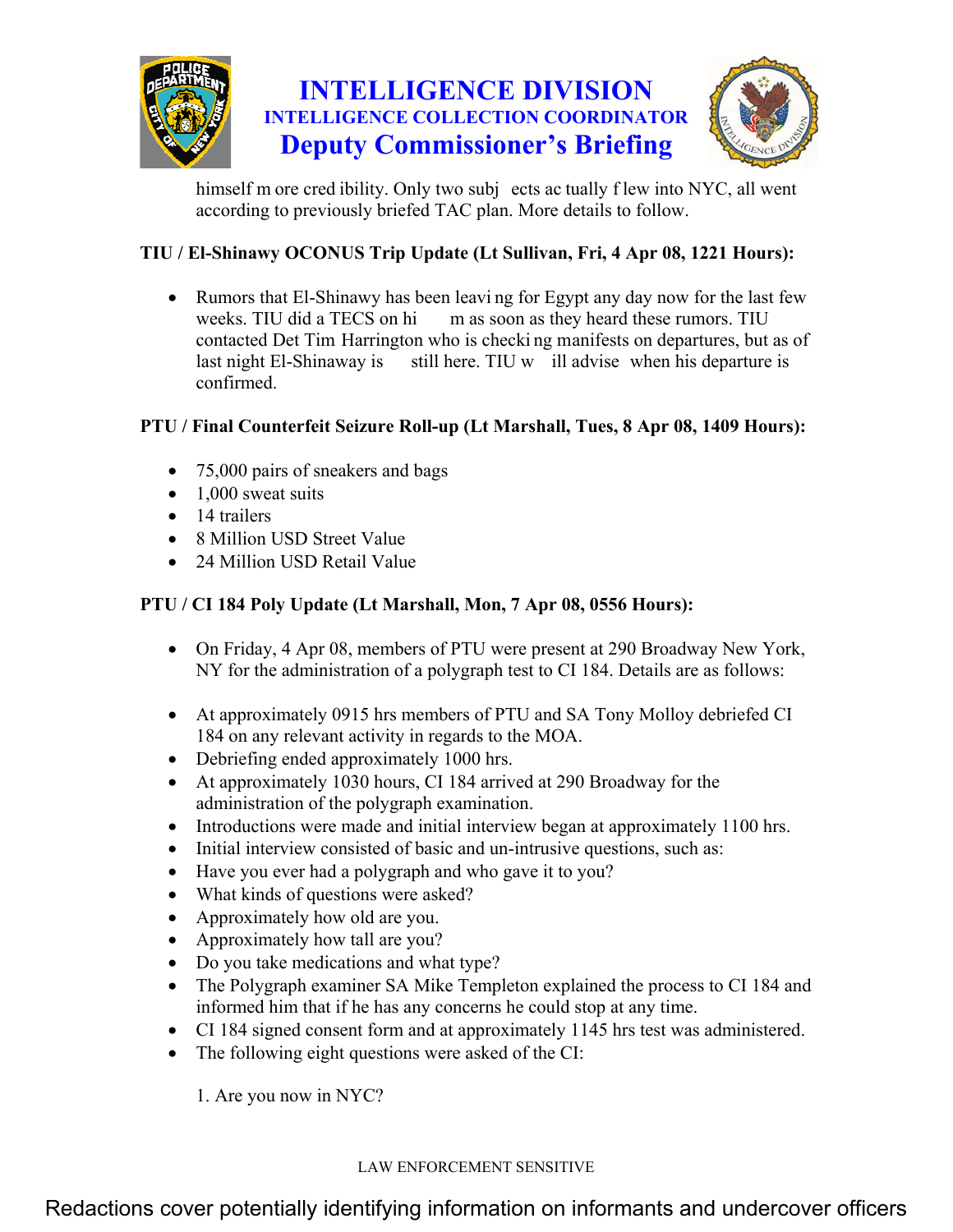himself more credibility. Only two subjects actually flew into NYC, all went according to previously briefed TAC plan. More details to follow.

**TIU / El-Shinawy OCONUS Trip Update (Lt Sullivan, Fri, 4 Apr 08, 1221 Hours):**

- Rumors that El-Shinawy has been leaving for Egypt any day now for the last few weeks. TIU did a TECS on him as soon as they heard these rumors. TIU contacted Det Tim Harrington who is checking manifests on departures, but as of last night El-Shinaway is still here. TIU will advise when his departure is confirmed.

**PTU / Final Counterfeit Seizure Roll-up (Lt Marshall, Tues, 8 Apr 08, 1409 Hours):**

- 75,000 pairs of sneakers and bags
- 1,000 sweat suits
- 14 trailers
- 8 Million USD Street Value
- 24 Million USD Retail Value

**PTU / CI 184 Poly Update (Lt Marshall, Mon, 7 Apr 08, 0556 Hours):**

- On Friday, 4 Apr 08, members of PTU were present at 290 Broadway New York, NY for the administration of a polygraph test to CI 184. Details are as follows:

- At approximately 0915 hrs members of PTU and SA Tony Molloy debriefed CI 184 on any relevant activity in regards to the MOA.
- Debriefing ended approximately 1000 hrs.
- At approximately 1030 hours, CI 184 arrived at 290 Broadway for the administration of the polygraph examination.
- Introductions were made and initial interview began at approximately 1100 hrs.
- Initial interview consisted of basic and un-intrusive questions, such as:
- Have you ever had a polygraph and who gave it to you?
- What kinds of questions were asked?
- Approximately how old are you.
- Approximately how tall are you?
- Do you take medications and what type?
- The Polygraph examiner SA Mike Templeton explained the process to CI 184 and informed him that if he has any concerns he could stop at any time.
- CI 184 signed consent form and at approximately 1145 hrs test was administered.
- The following eight questions were asked of the CI:

1. Are you now in NYC?

LAW ENFORCEMENT SENSITIVE

Redactions cover potentially identifying information on informants and undercover officers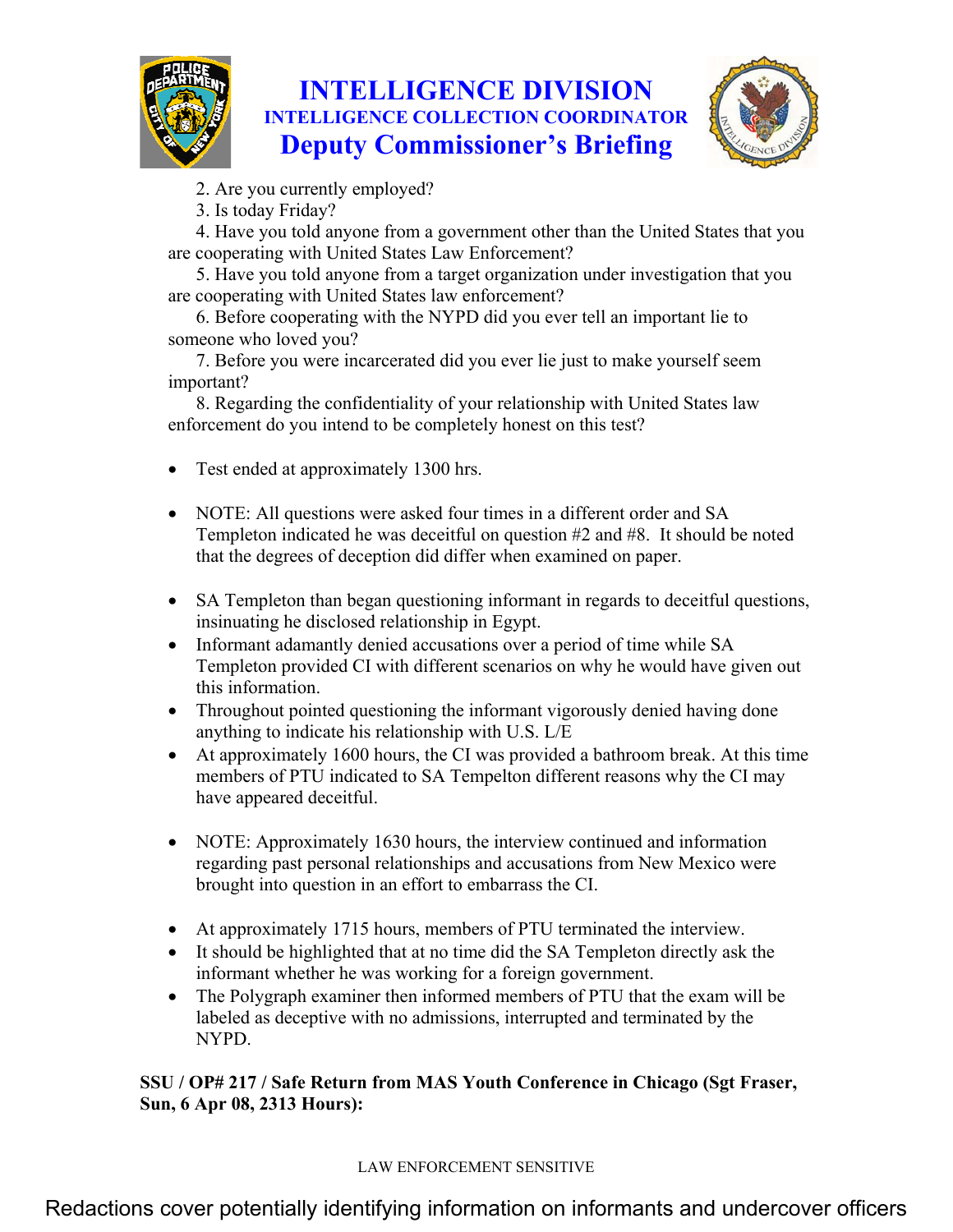2. Are you currently employed?
3. Is today Friday?
4. Have you told anyone from a government other than the United States that you are cooperating with United States Law Enforcement?
5. Have you told anyone from a target organization under investigation that you are cooperating with United States law enforcement?
6. Before cooperating with the NYPD did you ever tell an important lie to someone who loved you?
7. Before you were incarcerated did you ever lie just to make yourself seem important?
8. Regarding the confidentiality of your relationship with United States law enforcement do you intend to be completely honest on this test?

- Test ended at approximately 1300 hrs.

- NOTE: All questions were asked four times in a different order and SA Templeton indicated he was deceitful on question #2 and #8. It should be noted that the degrees of deception did differ when examined on paper.

- SA Templeton than began questioning informant in regards to deceitful questions, insinuating he disclosed relationship in Egypt.
- Informant adamantly denied accusations over a period of time while SA Templeton provided CI with different scenarios on why he would have given out this information.
- Throughout pointed questioning the informant vigorously denied having done anything to indicate his relationship with U.S. L/E
- At approximately 1600 hours, the CI was provided a bathroom break. At this time members of PTU indicated to SA Tempelton different reasons why the CI may have appeared deceitful.

- NOTE: Approximately 1630 hours, the interview continued and information regarding past personal relationships and accusations from New Mexico were brought into question in an effort to embarrass the CI.

- At approximately 1715 hours, members of PTU terminated the interview.
- It should be highlighted that at no time did the SA Templeton directly ask the informant whether he was working for a foreign government.
- The Polygraph examiner then informed members of PTU that the exam will be labeled as deceptive with no admissions, interrupted and terminated by the NYPD.

**SSU / OP# 217 / Safe Return from MAS Youth Conference in Chicago (Sgt Fraser, Sun, 6 Apr 08, 2313 Hours):**

LAW ENFORCEMENT SENSITIVE

Redactions cover potentially identifying information on informants and undercover officers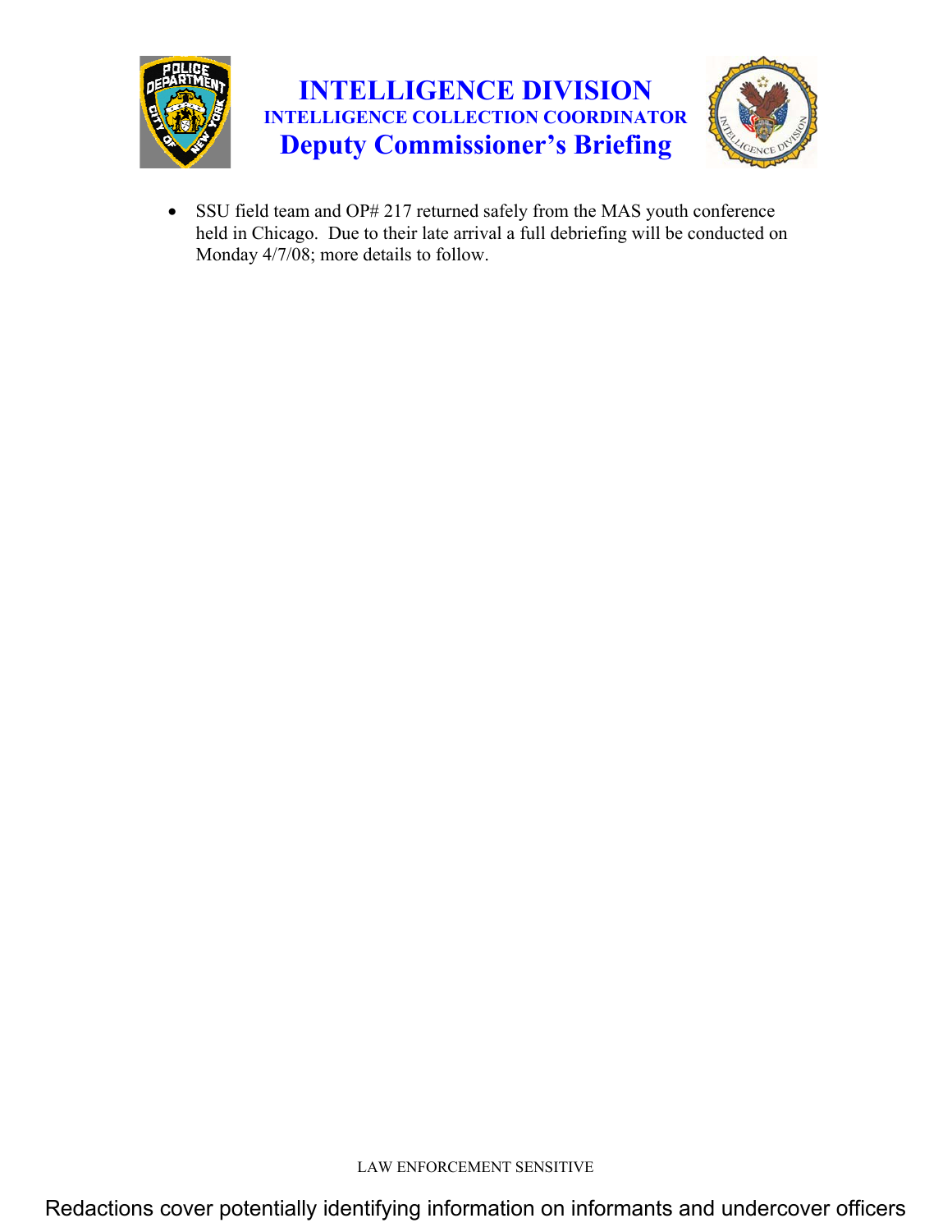# INTELLIGENCE DIVISION
## INTELLIGENCE COLLECTION COORDINATOR
# Deputy Commissioner's Briefing

- SSU field team and OP# 217 returned safely from the MAS youth conference held in Chicago. Due to their late arrival a full debriefing will be conducted on Monday 4/7/08; more details to follow.

LAW ENFORCEMENT SENSITIVE

Redactions cover potentially identifying information on informants and undercover officers